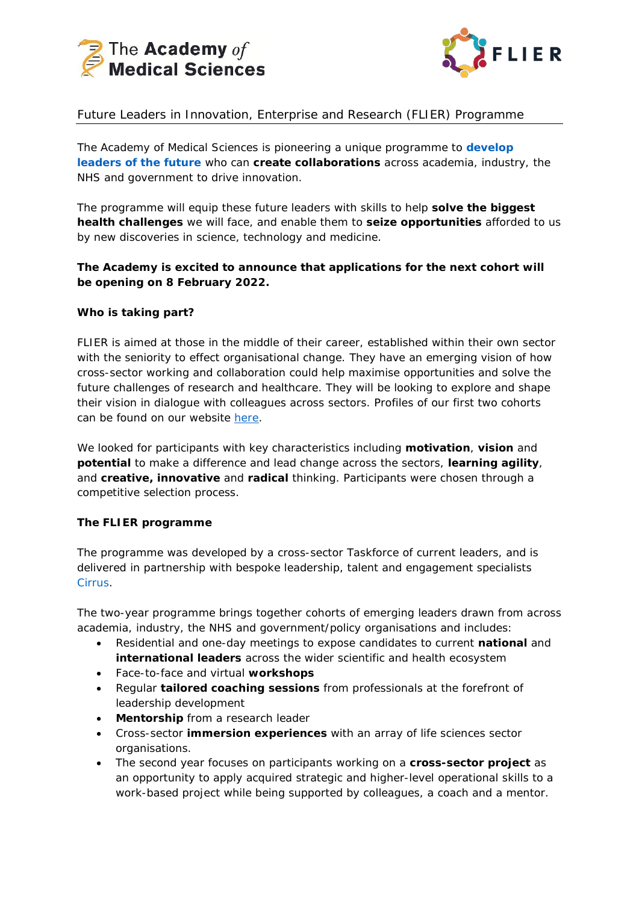Future Leaders in Innovation, Enterprise and Research (FLIER) Programme

The Academy of Medical Sciences is pioneering a unique programme to **develop leaders of the future** who can **create collaborations** across academia, industry, the NHS and government to drive innovation.

The programme will equip these future leaders with skills to help **solve the biggest health challenges** we will face, and enable them to **seize opportunities** afforded to us by new discoveries in science, technology and medicine.

**The Academy is excited to announce that applications for the next cohort will be opening on 8 February 2022.**

**Who is taking part?**

FLIER is aimed at those in the middle of their career, established within their own sector with the seniority to effect organisational change. They have an emerging vision of how cross-sector working and collaboration could help maximise opportunities and solve the future challenges of research and healthcare. They will be looking to explore and shape their vision in dialogue with colleagues across sectors. Profiles of our first two cohorts can be found on our website here.

We looked for participants with key characteristics including **motivation**, **vision** and **potential** to make a difference and lead change across the sectors, **learning agility**, and **creative, innovative** and **radical** thinking. Participants were chosen through a competitive selection process.

**The FLIER programme**

The programme was developed by a cross-sector Taskforce of current leaders, and is delivered in partnership with bespoke leadership, talent and engagement specialists Cirrus.

The two-year programme brings together cohorts of emerging leaders drawn from across academia, industry, the NHS and government/policy organisations and includes:

- Residential and one-day meetings to expose candidates to current **national** and **international leaders** across the wider scientific and health ecosystem
- Face-to-face and virtual **workshops**
- Regular **tailored coaching sessions** from professionals at the forefront of leadership development
- **Mentorship** from a research leader
- Cross-sector **immersion experiences** with an array of life sciences sector organisations.
- The second year focuses on participants working on a **cross-sector project** as an opportunity to apply acquired strategic and higher-level operational skills to a work-based project while being supported by colleagues, a coach and a mentor.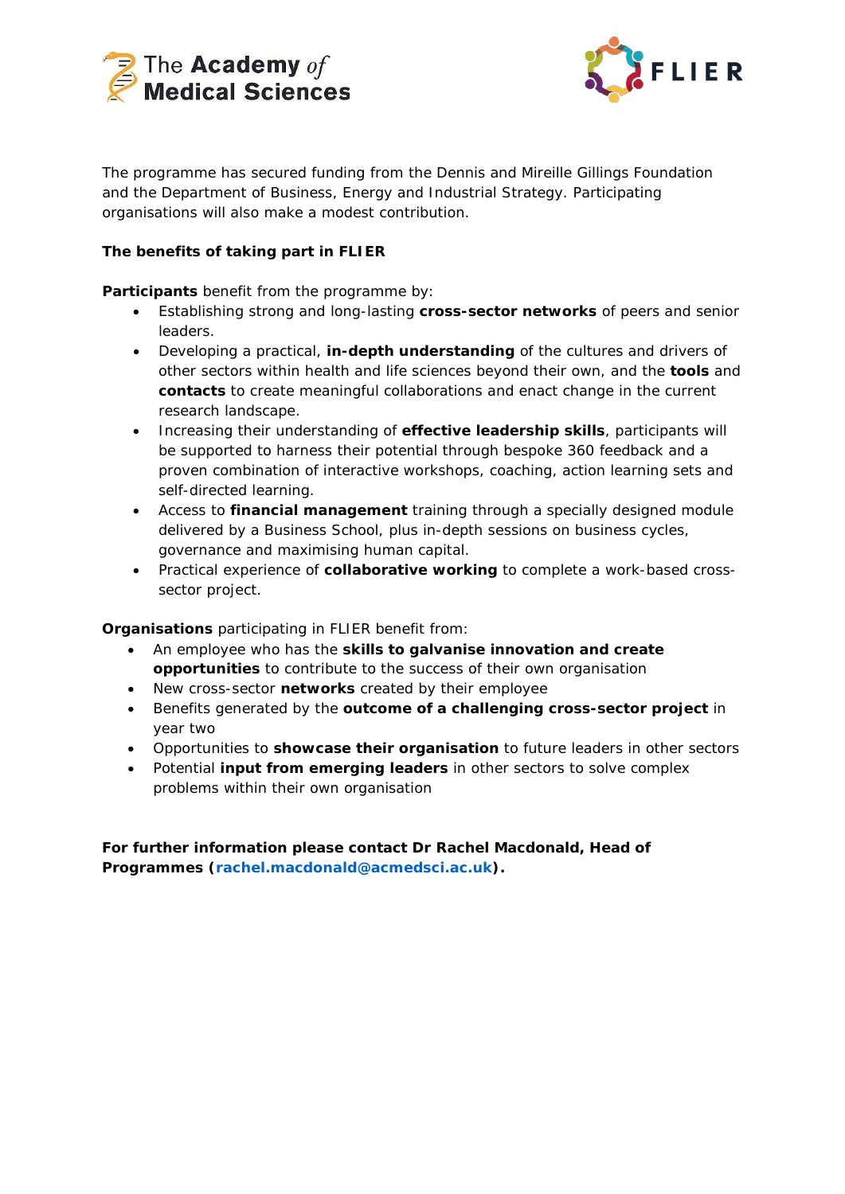The programme has secured funding from the Dennis and Mireille Gillings Foundation and the Department of Business, Energy and Industrial Strategy. Participating organisations will also make a modest contribution.

**The benefits of taking part in FLIER**

**Participants** benefit from the programme by:

- Establishing strong and long-lasting **cross-sector networks** of peers and senior leaders.
- Developing a practical, **in-depth understanding** of the cultures and drivers of other sectors within health and life sciences beyond their own, and the **tools** and **contacts** to create meaningful collaborations and enact change in the current research landscape.
- Increasing their understanding of **effective leadership skills**, participants will be supported to harness their potential through bespoke 360 feedback and a proven combination of interactive workshops, coaching, action learning sets and self-directed learning.
- Access to **financial management** training through a specially designed module delivered by a Business School, plus in-depth sessions on business cycles, governance and maximising human capital.
- Practical experience of **collaborative working** to complete a work-based cross-sector project.

**Organisations** participating in FLIER benefit from:

- An employee who has the **skills to galvanise innovation and create opportunities** to contribute to the success of their own organisation
- New cross-sector **networks** created by their employee
- Benefits generated by the **outcome of a challenging cross-sector project** in year two
- Opportunities to **showcase their organisation** to future leaders in other sectors
- Potential **input from emerging leaders** in other sectors to solve complex problems within their own organisation

**For further information please contact Dr Rachel Macdonald, Head of Programmes (rachel.macdonald@acmedsci.ac.uk).**